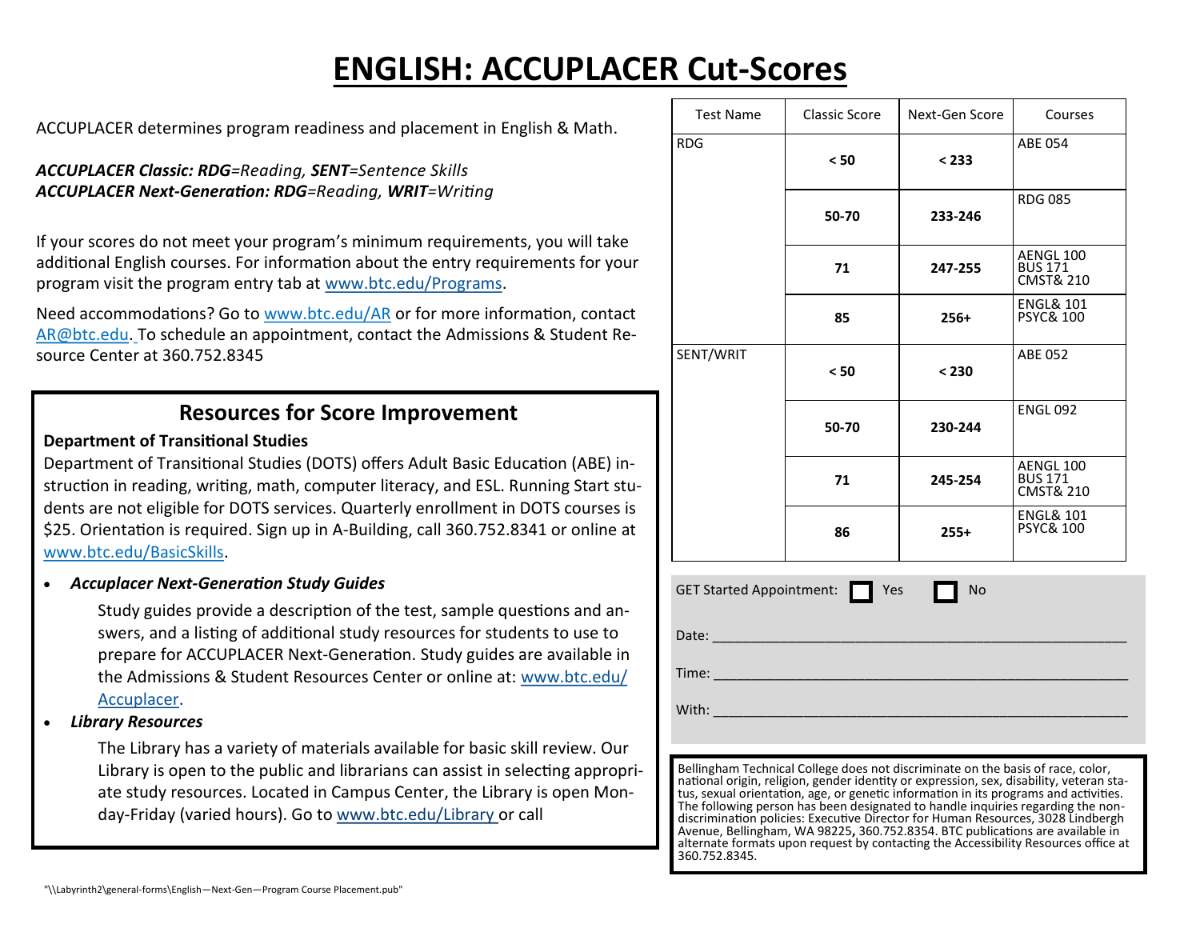# ENGLISH: ACCUPLACER Cut-Scores

ACCUPLACER determines program readiness and placement in English & Math.

***ACCUPLACER Classic: RDG****=Reading,* ***SENT****=Sentence Skills*
***ACCUPLACER Next-Generation: RDG****=Reading,* ***WRIT****=Writing*

If your scores do not meet your program's minimum requirements, you will take additional English courses. For information about the entry requirements for your program visit the program entry tab at www.btc.edu/Programs.

Need accommodations? Go to www.btc.edu/AR or for more information, contact AR@btc.edu. To schedule an appointment, contact the Admissions & Student Resource Center at 360.752.8345

## Resources for Score Improvement

**Department of Transitional Studies**

Department of Transitional Studies (DOTS) offers Adult Basic Education (ABE) instruction in reading, writing, math, computer literacy, and ESL. Running Start students are not eligible for DOTS services. Quarterly enrollment in DOTS courses is $25. Orientation is required. Sign up in A-Building, call 360.752.8341 or online at www.btc.edu/BasicSkills.

- ***Accuplacer Next-Generation Study Guides***

  Study guides provide a description of the test, sample questions and answers, and a listing of additional study resources for students to use to prepare for ACCUPLACER Next-Generation. Study guides are available in the Admissions & Student Resources Center or online at: www.btc.edu/Accuplacer.

- ***Library Resources***

  The Library has a variety of materials available for basic skill review. Our Library is open to the public and librarians can assist in selecting appropriate study resources. Located in Campus Center, the Library is open Monday-Friday (varied hours). Go to www.btc.edu/Library or call

| Test Name | Classic Score | Next-Gen Score | Courses |
|---|---|---|---|
| RDG | **< 50** | **< 233** | ABE 054 |
| | **50-70** | **233-246** | RDG 085 |
| | **71** | **247-255** | AENGL 100<br>BUS 171<br>CMST& 210 |
| | **85** | **256+** | ENGL& 101<br>PSYC& 100 |
| SENT/WRIT | **< 50** | **< 230** | ABE 052 |
| | **50-70** | **230-244** | ENGL 092 |
| | **71** | **245-254** | AENGL 100<br>BUS 171<br>CMST& 210 |
| | **86** | **255+** | ENGL& 101<br>PSYC& 100 |

GET Started Appointment: ☐ Yes ☐ No

Date: ____________________

Time: ____________________

With: ____________________

Bellingham Technical College does not discriminate on the basis of race, color, national origin, religion, gender identity or expression, sex, disability, veteran status, sexual orientation, age, or genetic information in its programs and activities. The following person has been designated to handle inquiries regarding the non-discrimination policies: Executive Director for Human Resources, 3028 Lindbergh Avenue, Bellingham, WA 98225, 360.752.8354. BTC publications are available in alternate formats upon request by contacting the Accessibility Resources office at 360.752.8345.

"\\Labyrinth2\general-forms\English—Next-Gen—Program Course Placement.pub"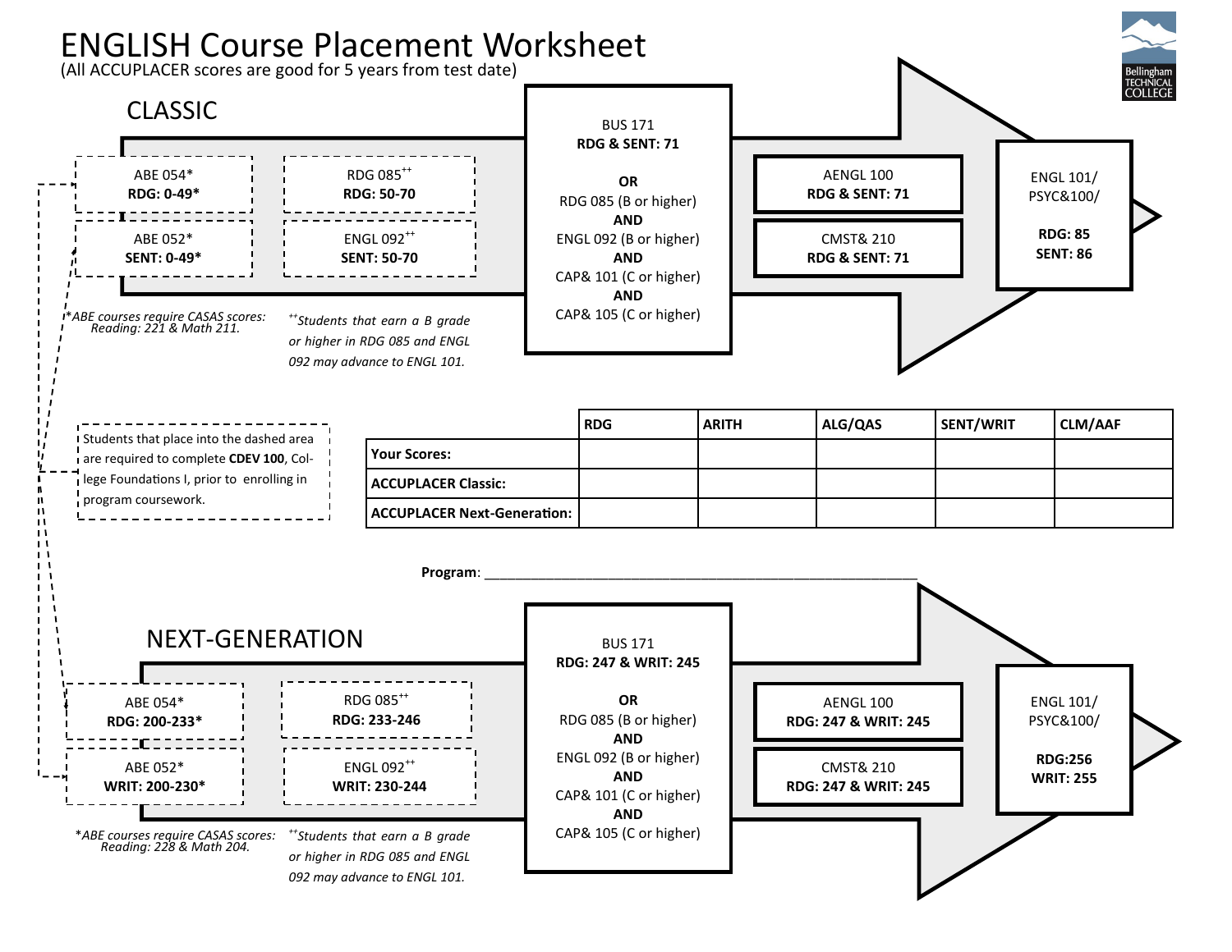# ENGLISH Course Placement Worksheet

(All ACCUPLACER scores are good for 5 years from test date)

## CLASSIC

ABE 054*
**RDG: 0-49***

ABE 052*
**SENT: 0-49***

RDG 085++
**RDG: 50-70**

ENGL 092++
**SENT: 50-70**

*\*ABE courses require CASAS scores: Reading: 221 & Math 211.*

*++Students that earn a B grade or higher in RDG 085 and ENGL 092 may advance to ENGL 101.*

BUS 171
**RDG & SENT: 71**

**OR**

RDG 085 (B or higher)
**AND**
ENGL 092 (B or higher)
**AND**
CAP& 101 (C or higher)
**AND**
CAP& 105 (C or higher)

AENGL 100
**RDG & SENT: 71**

CMST& 210
**RDG & SENT: 71**

ENGL 101/
PSYC&100/

**RDG: 85**
**SENT: 86**

Students that place into the dashed area are required to complete **CDEV 100**, College Foundations I, prior to enrolling in program coursework.

| | RDG | ARITH | ALG/QAS | SENT/WRIT | CLM/AAF |
|---|---|---|---|---|---|
| **Your Scores:** | | | | | |
| **ACCUPLACER Classic:** | | | | | |
| **ACCUPLACER Next-Generation:** | | | | | |

**Program**: ______________________________________________

## NEXT-GENERATION

ABE 054*
**RDG: 200-233***

ABE 052*
**WRIT: 200-230***

RDG 085++
**RDG: 233-246**

ENGL 092++
**WRIT: 230-244**

*\*ABE courses require CASAS scores: Reading: 228 & Math 204.*

*++Students that earn a B grade or higher in RDG 085 and ENGL 092 may advance to ENGL 101.*

BUS 171
**RDG: 247 & WRIT: 245**

**OR**

RDG 085 (B or higher)
**AND**
ENGL 092 (B or higher)
**AND**
CAP& 101 (C or higher)
**AND**
CAP& 105 (C or higher)

AENGL 100
**RDG: 247 & WRIT: 245**

CMST& 210
**RDG: 247 & WRIT: 245**

ENGL 101/
PSYC&100/

**RDG:256**
**WRIT: 255**